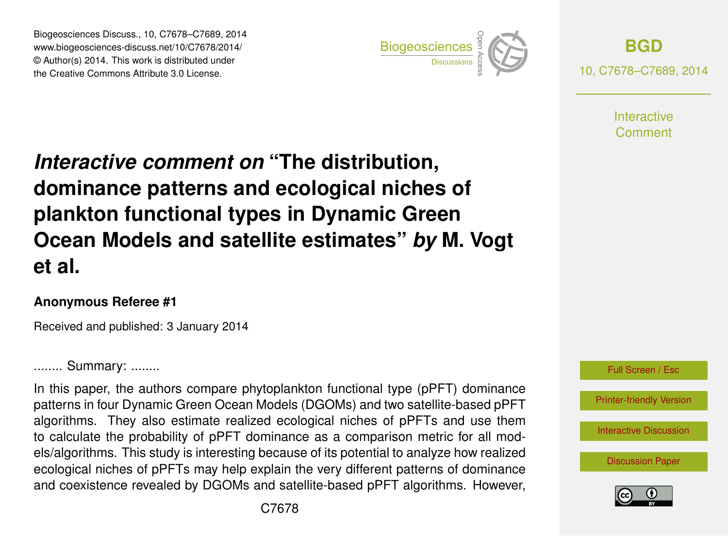# *Interactive comment on* "The distribution, dominance patterns and ecological niches of plankton functional types in Dynamic Green Ocean Models and satellite estimates" *by* M. Vogt et al.

**Anonymous Referee #1**

Received and published: 3 January 2014

........ Summary: ........

In this paper, the authors compare phytoplankton functional type (pPFT) dominance patterns in four Dynamic Green Ocean Models (DGOMs) and two satellite-based pPFT algorithms. They also estimate realized ecological niches of pPFTs and use them to calculate the probability of pPFT dominance as a comparison metric for all models/algorithms. This study is interesting because of its potential to analyze how realized ecological niches of pPFTs may help explain the very different patterns of dominance and coexistence revealed by DGOMs and satellite-based pPFT algorithms. However,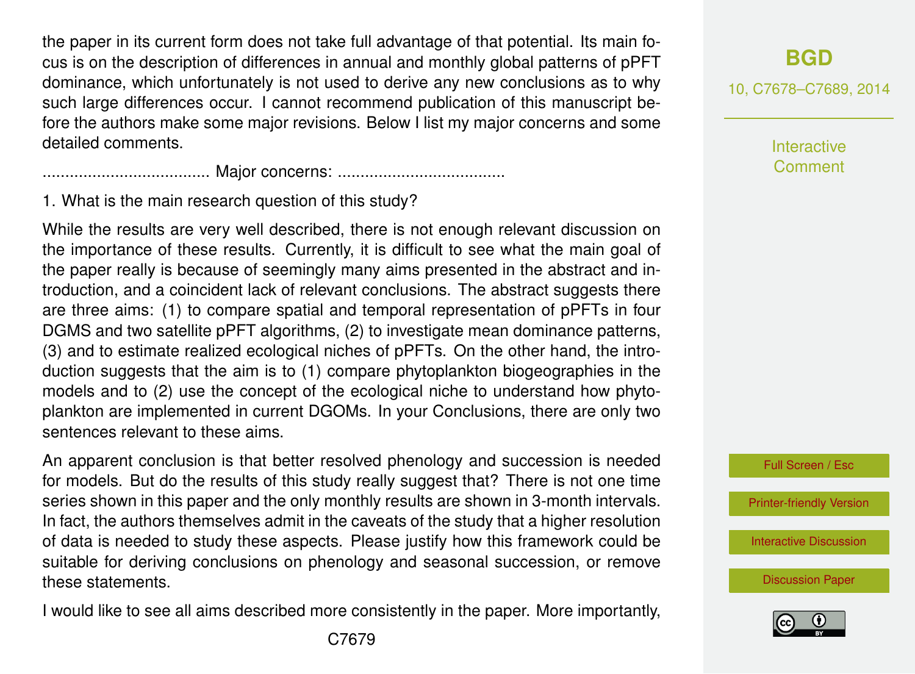the paper in its current form does not take full advantage of that potential. Its main focus is on the description of differences in annual and monthly global patterns of pPFT dominance, which unfortunately is not used to derive any new conclusions as to why such large differences occur. I cannot recommend publication of this manuscript before the authors make some major revisions. Below I list my major concerns and some detailed comments.

.................................... Major concerns: ....................................

1. What is the main research question of this study?

While the results are very well described, there is not enough relevant discussion on the importance of these results. Currently, it is difficult to see what the main goal of the paper really is because of seemingly many aims presented in the abstract and introduction, and a coincident lack of relevant conclusions. The abstract suggests there are three aims: (1) to compare spatial and temporal representation of pPFTs in four DGMS and two satellite pPFT algorithms, (2) to investigate mean dominance patterns, (3) and to estimate realized ecological niches of pPFTs. On the other hand, the introduction suggests that the aim is to (1) compare phytoplankton biogeographies in the models and to (2) use the concept of the ecological niche to understand how phytoplankton are implemented in current DGOMs. In your Conclusions, there are only two sentences relevant to these aims.

An apparent conclusion is that better resolved phenology and succession is needed for models. But do the results of this study really suggest that? There is not one time series shown in this paper and the only monthly results are shown in 3-month intervals. In fact, the authors themselves admit in the caveats of the study that a higher resolution of data is needed to study these aspects. Please justify how this framework could be suitable for deriving conclusions on phenology and seasonal succession, or remove these statements.

I would like to see all aims described more consistently in the paper. More importantly,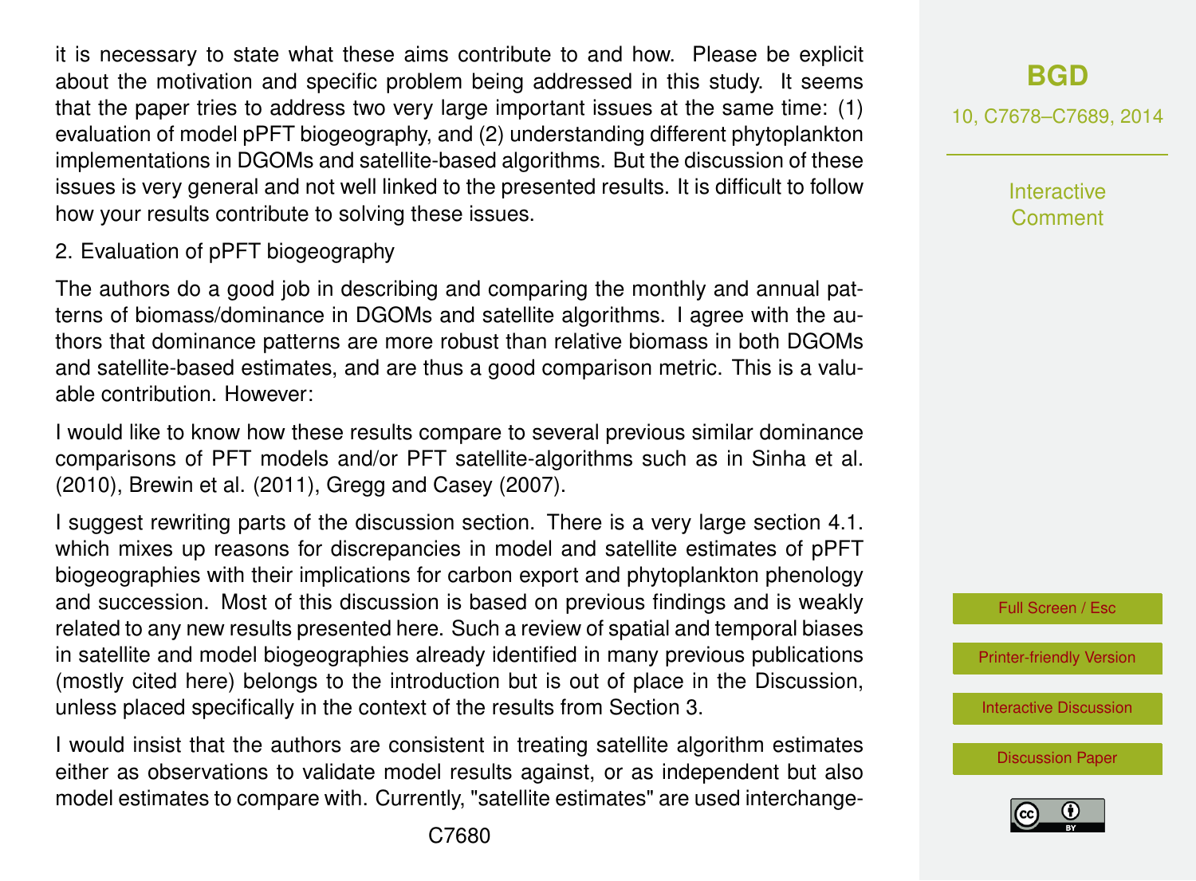it is necessary to state what these aims contribute to and how. Please be explicit about the motivation and specific problem being addressed in this study. It seems that the paper tries to address two very large important issues at the same time: (1) evaluation of model pPFT biogeography, and (2) understanding different phytoplankton implementations in DGOMs and satellite-based algorithms. But the discussion of these issues is very general and not well linked to the presented results. It is difficult to follow how your results contribute to solving these issues.

2. Evaluation of pPFT biogeography

The authors do a good job in describing and comparing the monthly and annual patterns of biomass/dominance in DGOMs and satellite algorithms. I agree with the authors that dominance patterns are more robust than relative biomass in both DGOMs and satellite-based estimates, and are thus a good comparison metric. This is a valuable contribution. However:

I would like to know how these results compare to several previous similar dominance comparisons of PFT models and/or PFT satellite-algorithms such as in Sinha et al. (2010), Brewin et al. (2011), Gregg and Casey (2007).

I suggest rewriting parts of the discussion section. There is a very large section 4.1. which mixes up reasons for discrepancies in model and satellite estimates of pPFT biogeographies with their implications for carbon export and phytoplankton phenology and succession. Most of this discussion is based on previous findings and is weakly related to any new results presented here. Such a review of spatial and temporal biases in satellite and model biogeographies already identified in many previous publications (mostly cited here) belongs to the introduction but is out of place in the Discussion, unless placed specifically in the context of the results from Section 3.

I would insist that the authors are consistent in treating satellite algorithm estimates either as observations to validate model results against, or as independent but also model estimates to compare with. Currently, "satellite estimates" are used interchange-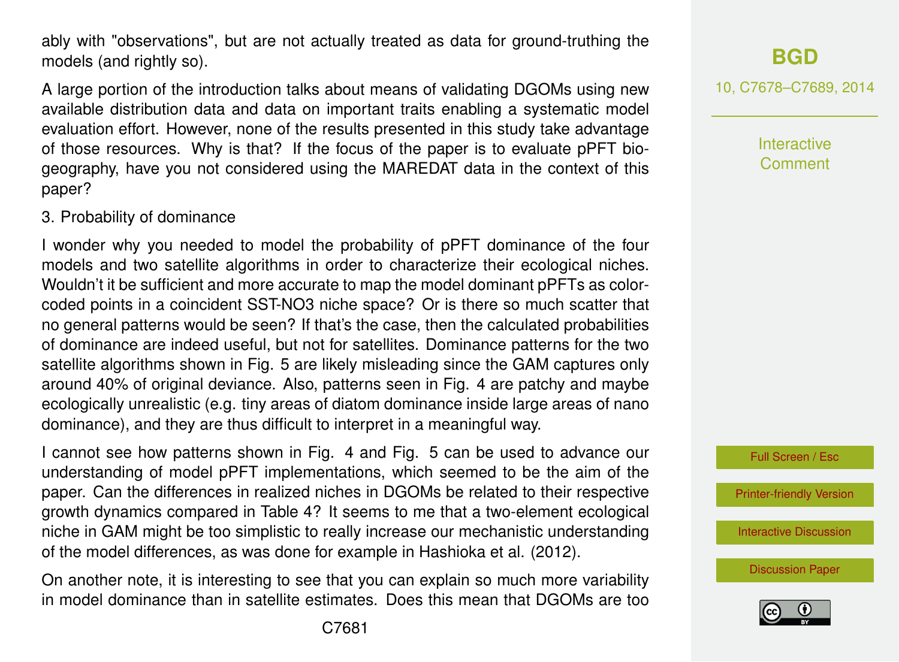ably with "observations", but are not actually treated as data for ground-truthing the models (and rightly so).

A large portion of the introduction talks about means of validating DGOMs using new available distribution data and data on important traits enabling a systematic model evaluation effort. However, none of the results presented in this study take advantage of those resources. Why is that? If the focus of the paper is to evaluate pPFT biogeography, have you not considered using the MAREDAT data in the context of this paper?

3. Probability of dominance

I wonder why you needed to model the probability of pPFT dominance of the four models and two satellite algorithms in order to characterize their ecological niches. Wouldn't it be sufficient and more accurate to map the model dominant pPFTs as color-coded points in a coincident SST-NO3 niche space? Or is there so much scatter that no general patterns would be seen? If that's the case, then the calculated probabilities of dominance are indeed useful, but not for satellites. Dominance patterns for the two satellite algorithms shown in Fig. 5 are likely misleading since the GAM captures only around 40% of original deviance. Also, patterns seen in Fig. 4 are patchy and maybe ecologically unrealistic (e.g. tiny areas of diatom dominance inside large areas of nano dominance), and they are thus difficult to interpret in a meaningful way.

I cannot see how patterns shown in Fig. 4 and Fig. 5 can be used to advance our understanding of model pPFT implementations, which seemed to be the aim of the paper. Can the differences in realized niches in DGOMs be related to their respective growth dynamics compared in Table 4? It seems to me that a two-element ecological niche in GAM might be too simplistic to really increase our mechanistic understanding of the model differences, as was done for example in Hashioka et al. (2012).

On another note, it is interesting to see that you can explain so much more variability in model dominance than in satellite estimates. Does this mean that DGOMs are too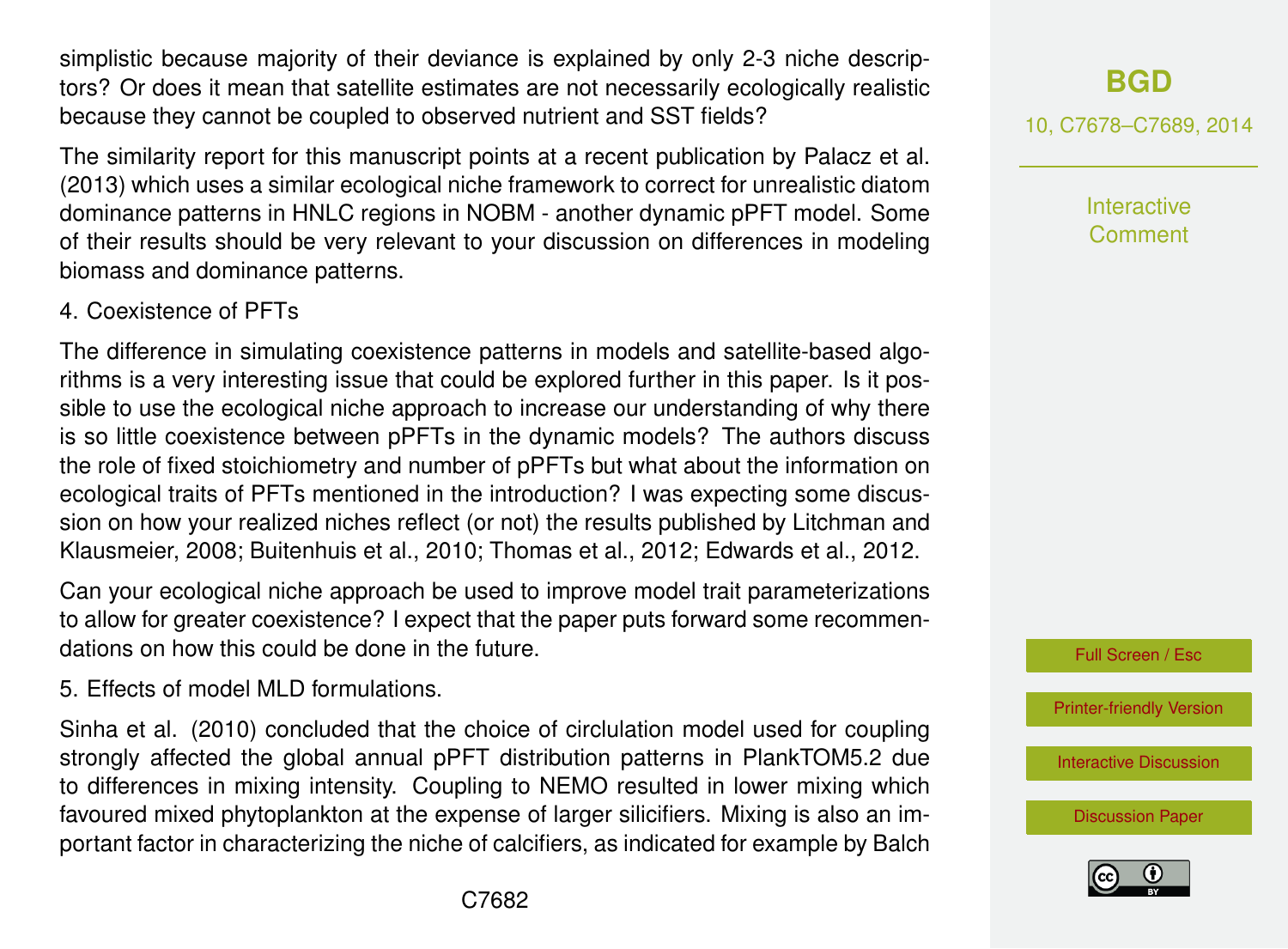simplistic because majority of their deviance is explained by only 2-3 niche descriptors? Or does it mean that satellite estimates are not necessarily ecologically realistic because they cannot be coupled to observed nutrient and SST fields?

The similarity report for this manuscript points at a recent publication by Palacz et al. (2013) which uses a similar ecological niche framework to correct for unrealistic diatom dominance patterns in HNLC regions in NOBM - another dynamic pPFT model. Some of their results should be very relevant to your discussion on differences in modeling biomass and dominance patterns.

4. Coexistence of PFTs

The difference in simulating coexistence patterns in models and satellite-based algorithms is a very interesting issue that could be explored further in this paper. Is it possible to use the ecological niche approach to increase our understanding of why there is so little coexistence between pPFTs in the dynamic models? The authors discuss the role of fixed stoichiometry and number of pPFTs but what about the information on ecological traits of PFTs mentioned in the introduction? I was expecting some discussion on how your realized niches reflect (or not) the results published by Litchman and Klausmeier, 2008; Buitenhuis et al., 2010; Thomas et al., 2012; Edwards et al., 2012.

Can your ecological niche approach be used to improve model trait parameterizations to allow for greater coexistence? I expect that the paper puts forward some recommendations on how this could be done in the future.

5. Effects of model MLD formulations.

Sinha et al. (2010) concluded that the choice of circulation model used for coupling strongly affected the global annual pPFT distribution patterns in PlankTOM5.2 due to differences in mixing intensity. Coupling to NEMO resulted in lower mixing which favoured mixed phytoplankton at the expense of larger silicifiers. Mixing is also an important factor in characterizing the niche of calcifiers, as indicated for example by Balch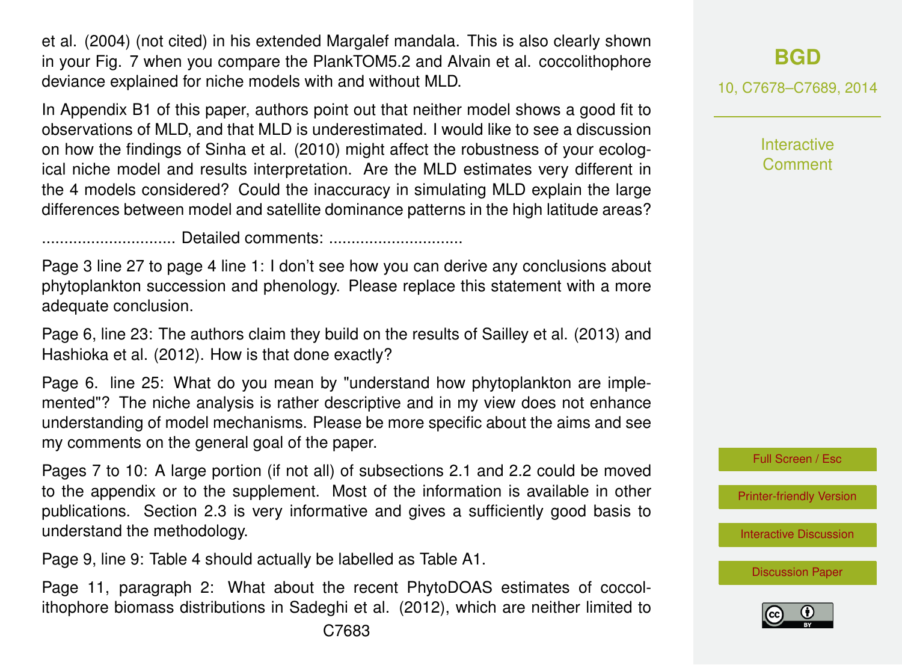et al. (2004) (not cited) in his extended Margalef mandala. This is also clearly shown in your Fig. 7 when you compare the PlankTOM5.2 and Alvain et al. coccolithophore deviance explained for niche models with and without MLD.

In Appendix B1 of this paper, authors point out that neither model shows a good fit to observations of MLD, and that MLD is underestimated. I would like to see a discussion on how the findings of Sinha et al. (2010) might affect the robustness of your ecological niche model and results interpretation. Are the MLD estimates very different in the 4 models considered? Could the inaccuracy in simulating MLD explain the large differences between model and satellite dominance patterns in the high latitude areas?

.............................. Detailed comments: ..............................

Page 3 line 27 to page 4 line 1: I don't see how you can derive any conclusions about phytoplankton succession and phenology. Please replace this statement with a more adequate conclusion.

Page 6, line 23: The authors claim they build on the results of Sailley et al. (2013) and Hashioka et al. (2012). How is that done exactly?

Page 6. line 25: What do you mean by "understand how phytoplankton are implemented"? The niche analysis is rather descriptive and in my view does not enhance understanding of model mechanisms. Please be more specific about the aims and see my comments on the general goal of the paper.

Pages 7 to 10: A large portion (if not all) of subsections 2.1 and 2.2 could be moved to the appendix or to the supplement. Most of the information is available in other publications. Section 2.3 is very informative and gives a sufficiently good basis to understand the methodology.

Page 9, line 9: Table 4 should actually be labelled as Table A1.

Page 11, paragraph 2: What about the recent PhytoDOAS estimates of coccolithophore biomass distributions in Sadeghi et al. (2012), which are neither limited to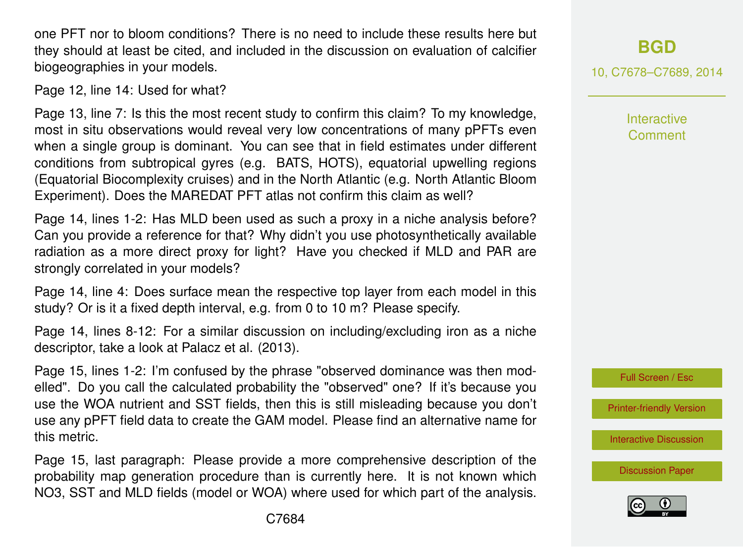one PFT nor to bloom conditions? There is no need to include these results here but they should at least be cited, and included in the discussion on evaluation of calcifier biogeographies in your models.

Page 12, line 14: Used for what?

Page 13, line 7: Is this the most recent study to confirm this claim? To my knowledge, most in situ observations would reveal very low concentrations of many pPFTs even when a single group is dominant. You can see that in field estimates under different conditions from subtropical gyres (e.g. BATS, HOTS), equatorial upwelling regions (Equatorial Biocomplexity cruises) and in the North Atlantic (e.g. North Atlantic Bloom Experiment). Does the MAREDAT PFT atlas not confirm this claim as well?

Page 14, lines 1-2: Has MLD been used as such a proxy in a niche analysis before? Can you provide a reference for that? Why didn't you use photosynthetically available radiation as a more direct proxy for light? Have you checked if MLD and PAR are strongly correlated in your models?

Page 14, line 4: Does surface mean the respective top layer from each model in this study? Or is it a fixed depth interval, e.g. from 0 to 10 m? Please specify.

Page 14, lines 8-12: For a similar discussion on including/excluding iron as a niche descriptor, take a look at Palacz et al. (2013).

Page 15, lines 1-2: I'm confused by the phrase "observed dominance was then modelled". Do you call the calculated probability the "observed" one? If it's because you use the WOA nutrient and SST fields, then this is still misleading because you don't use any pPFT field data to create the GAM model. Please find an alternative name for this metric.

Page 15, last paragraph: Please provide a more comprehensive description of the probability map generation procedure than is currently here. It is not known which $NO_3$, SST and MLD fields (model or WOA) where used for which part of the analysis.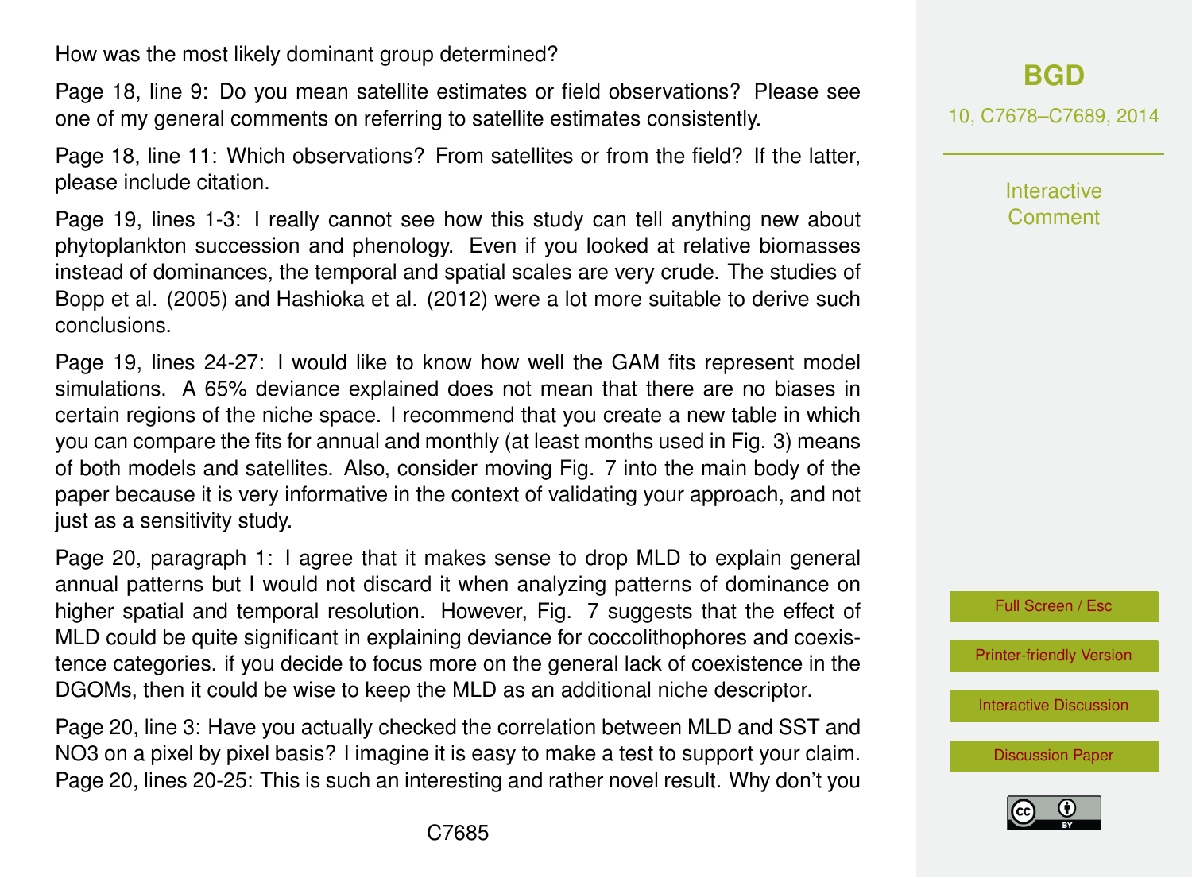How was the most likely dominant group determined?

Page 18, line 9: Do you mean satellite estimates or field observations? Please see one of my general comments on referring to satellite estimates consistently.

Page 18, line 11: Which observations? From satellites or from the field? If the latter, please include citation.

Page 19, lines 1-3: I really cannot see how this study can tell anything new about phytoplankton succession and phenology. Even if you looked at relative biomasses instead of dominances, the temporal and spatial scales are very crude. The studies of Bopp et al. (2005) and Hashioka et al. (2012) were a lot more suitable to derive such conclusions.

Page 19, lines 24-27: I would like to know how well the GAM fits represent model simulations. A 65% deviance explained does not mean that there are no biases in certain regions of the niche space. I recommend that you create a new table in which you can compare the fits for annual and monthly (at least months used in Fig. 3) means of both models and satellites. Also, consider moving Fig. 7 into the main body of the paper because it is very informative in the context of validating your approach, and not just as a sensitivity study.

Page 20, paragraph 1: I agree that it makes sense to drop MLD to explain general annual patterns but I would not discard it when analyzing patterns of dominance on higher spatial and temporal resolution. However, Fig. 7 suggests that the effect of MLD could be quite significant in explaining deviance for coccolithophores and coexistence categories. if you decide to focus more on the general lack of coexistence in the DGOMs, then it could be wise to keep the MLD as an additional niche descriptor.

Page 20, line 3: Have you actually checked the correlation between MLD and SST and NO3 on a pixel by pixel basis? I imagine it is easy to make a test to support your claim. Page 20, lines 20-25: This is such an interesting and rather novel result. Why don't you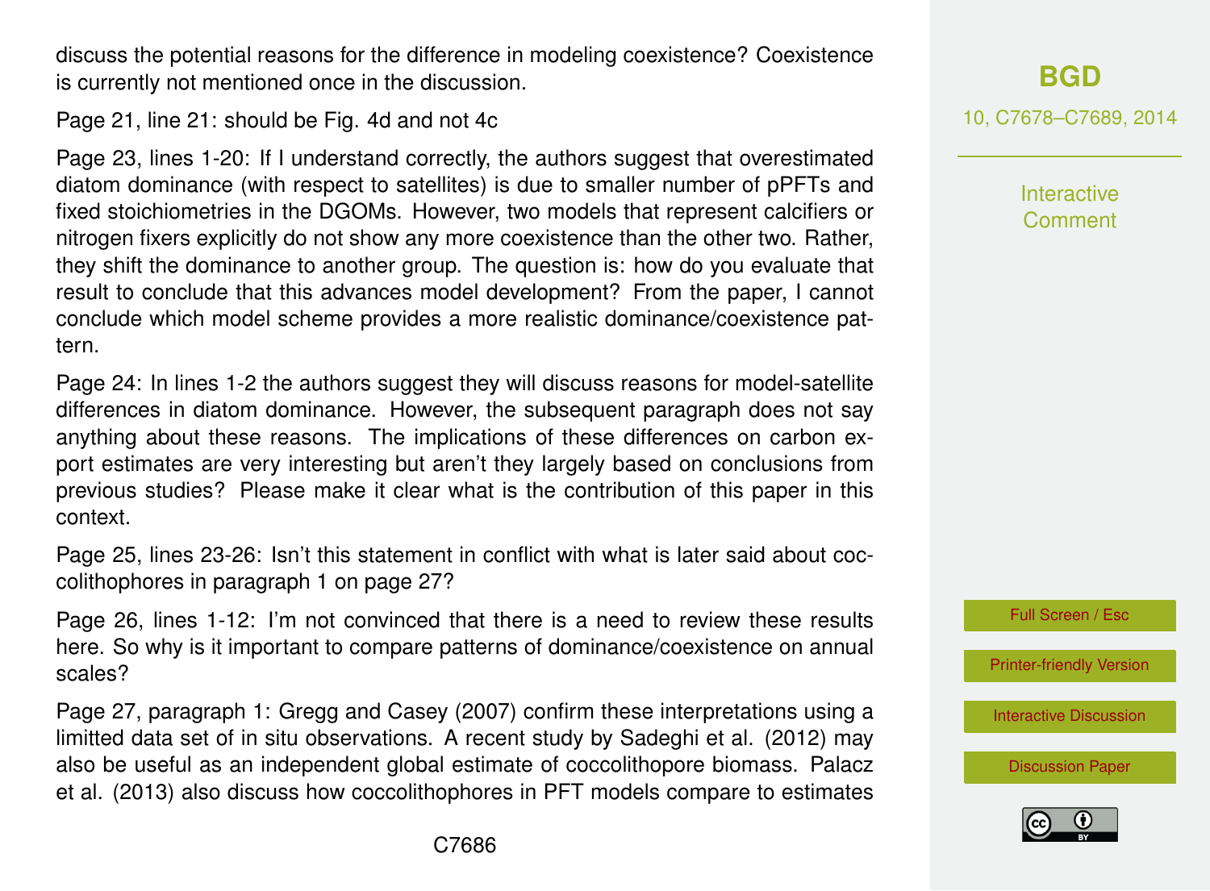discuss the potential reasons for the difference in modeling coexistence? Coexistence is currently not mentioned once in the discussion.

Page 21, line 21: should be Fig. 4d and not 4c

Page 23, lines 1-20: If I understand correctly, the authors suggest that overestimated diatom dominance (with respect to satellites) is due to smaller number of pPFTs and fixed stoichiometries in the DGOMs. However, two models that represent calcifiers or nitrogen fixers explicitly do not show any more coexistence than the other two. Rather, they shift the dominance to another group. The question is: how do you evaluate that result to conclude that this advances model development? From the paper, I cannot conclude which model scheme provides a more realistic dominance/coexistence pattern.

Page 24: In lines 1-2 the authors suggest they will discuss reasons for model-satellite differences in diatom dominance. However, the subsequent paragraph does not say anything about these reasons. The implications of these differences on carbon export estimates are very interesting but aren't they largely based on conclusions from previous studies? Please make it clear what is the contribution of this paper in this context.

Page 25, lines 23-26: Isn't this statement in conflict with what is later said about coccolithophores in paragraph 1 on page 27?

Page 26, lines 1-12: I'm not convinced that there is a need to review these results here. So why is it important to compare patterns of dominance/coexistence on annual scales?

Page 27, paragraph 1: Gregg and Casey (2007) confirm these interpretations using a limitted data set of in situ observations. A recent study by Sadeghi et al. (2012) may also be useful as an independent global estimate of coccolithopore biomass. Palacz et al. (2013) also discuss how coccolithophores in PFT models compare to estimates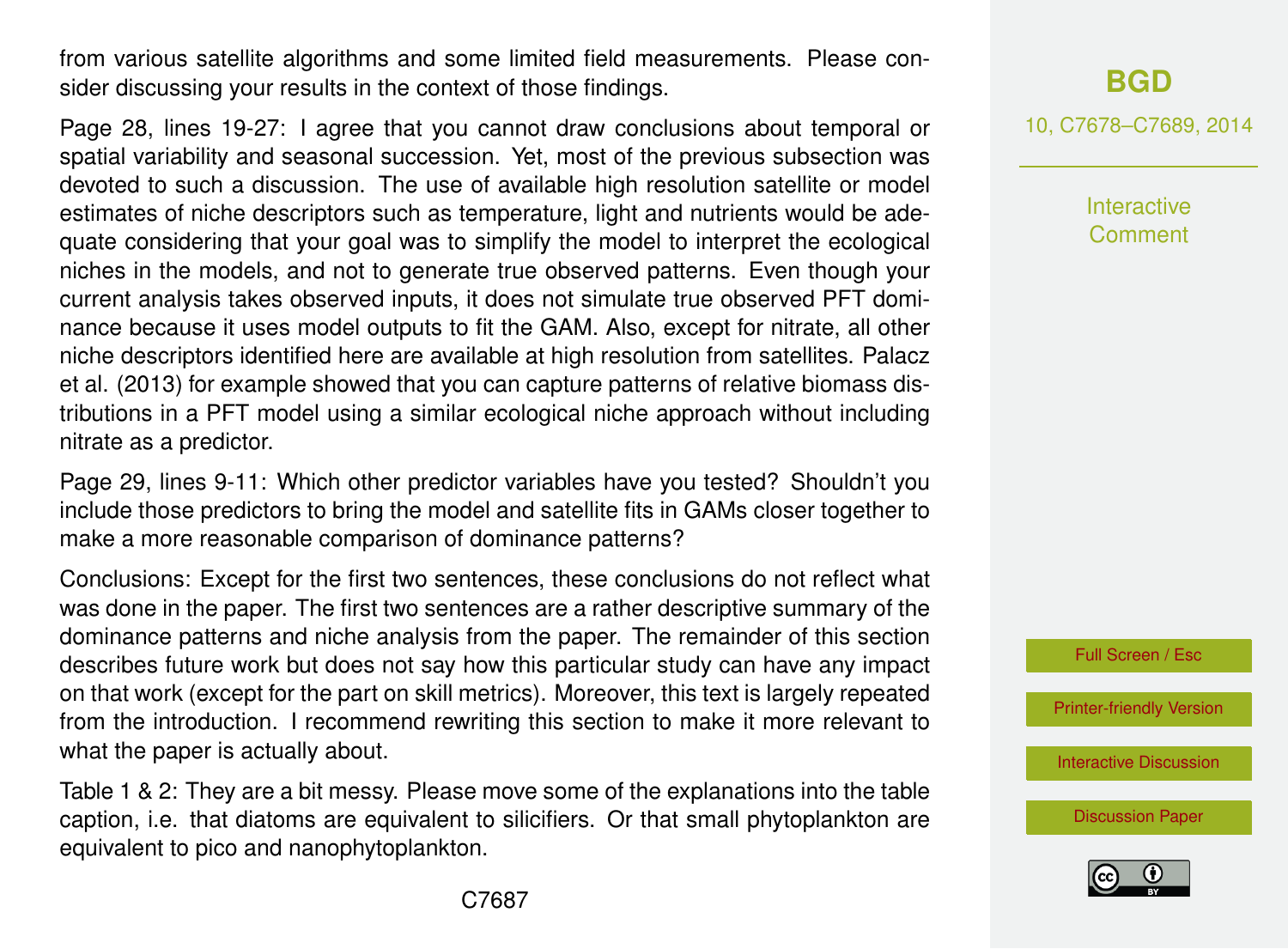from various satellite algorithms and some limited field measurements. Please consider discussing your results in the context of those findings.

Page 28, lines 19-27: I agree that you cannot draw conclusions about temporal or spatial variability and seasonal succession. Yet, most of the previous subsection was devoted to such a discussion. The use of available high resolution satellite or model estimates of niche descriptors such as temperature, light and nutrients would be adequate considering that your goal was to simplify the model to interpret the ecological niches in the models, and not to generate true observed patterns. Even though your current analysis takes observed inputs, it does not simulate true observed PFT dominance because it uses model outputs to fit the GAM. Also, except for nitrate, all other niche descriptors identified here are available at high resolution from satellites. Palacz et al. (2013) for example showed that you can capture patterns of relative biomass distributions in a PFT model using a similar ecological niche approach without including nitrate as a predictor.

Page 29, lines 9-11: Which other predictor variables have you tested? Shouldn't you include those predictors to bring the model and satellite fits in GAMs closer together to make a more reasonable comparison of dominance patterns?

Conclusions: Except for the first two sentences, these conclusions do not reflect what was done in the paper. The first two sentences are a rather descriptive summary of the dominance patterns and niche analysis from the paper. The remainder of this section describes future work but does not say how this particular study can have any impact on that work (except for the part on skill metrics). Moreover, this text is largely repeated from the introduction. I recommend rewriting this section to make it more relevant to what the paper is actually about.

Table 1 & 2: They are a bit messy. Please move some of the explanations into the table caption, i.e. that diatoms are equivalent to silicifiers. Or that small phytoplankton are equivalent to pico and nanophytoplankton.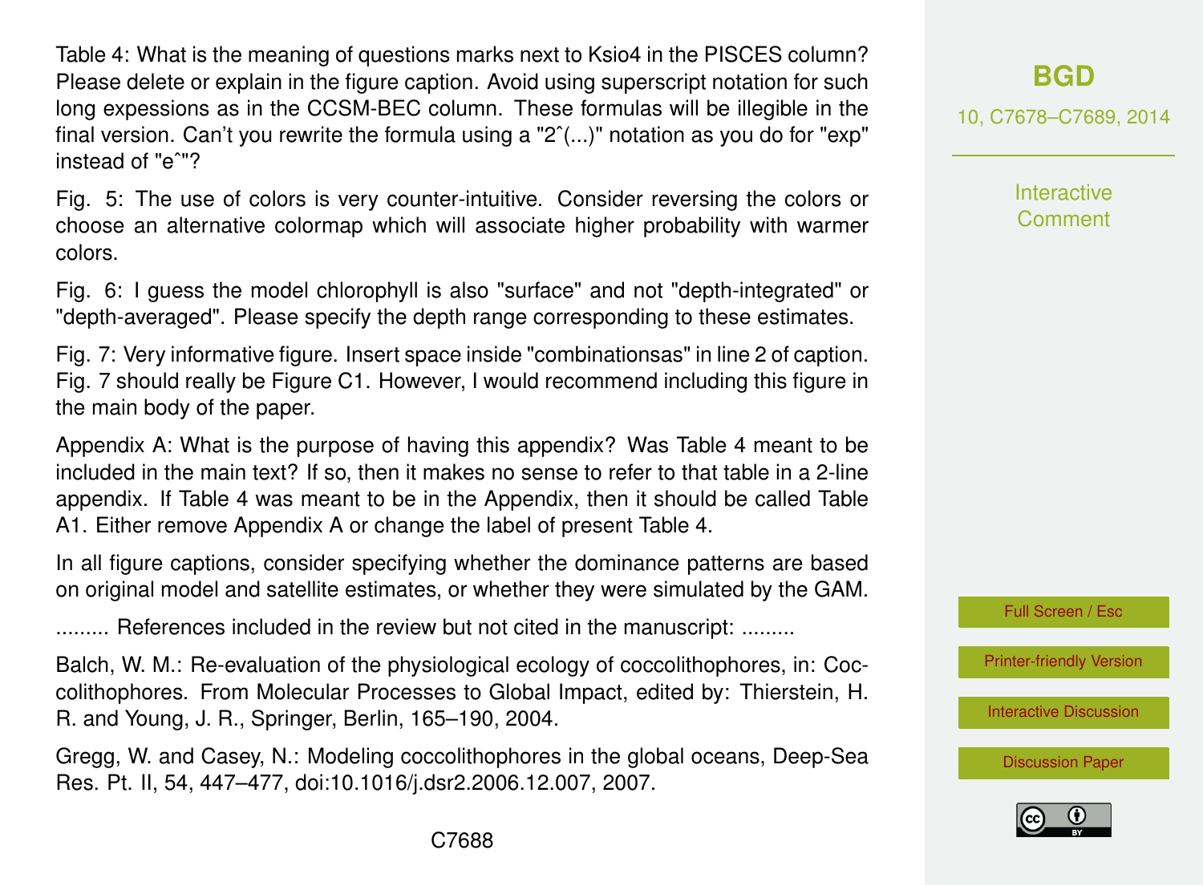Table 4: What is the meaning of questions marks next to Ksio4 in the PISCES column? Please delete or explain in the figure caption. Avoid using superscript notation for such long expessions as in the CCSM-BEC column. These formulas will be illegible in the final version. Can't you rewrite the formula using a "2ˆ(...)" notation as you do for "exp" instead of "eˆ"?

Fig. 5: The use of colors is very counter-intuitive. Consider reversing the colors or choose an alternative colormap which will associate higher probability with warmer colors.

Fig. 6: I guess the model chlorophyll is also "surface" and not "depth-integrated" or "depth-averaged". Please specify the depth range corresponding to these estimates.

Fig. 7: Very informative figure. Insert space inside "combinationsas" in line 2 of caption. Fig. 7 should really be Figure C1. However, I would recommend including this figure in the main body of the paper.

Appendix A: What is the purpose of having this appendix? Was Table 4 meant to be included in the main text? If so, then it makes no sense to refer to that table in a 2-line appendix. If Table 4 was meant to be in the Appendix, then it should be called Table A1. Either remove Appendix A or change the label of present Table 4.

In all figure captions, consider specifying whether the dominance patterns are based on original model and satellite estimates, or whether they were simulated by the GAM.

......... References included in the review but not cited in the manuscript: .........

Balch, W. M.: Re-evaluation of the physiological ecology of coccolithophores, in: Coccolithophores. From Molecular Processes to Global Impact, edited by: Thierstein, H. R. and Young, J. R., Springer, Berlin, 165–190, 2004.

Gregg, W. and Casey, N.: Modeling coccolithophores in the global oceans, Deep-Sea Res. Pt. II, 54, 447–477, doi:10.1016/j.dsr2.2006.12.007, 2007.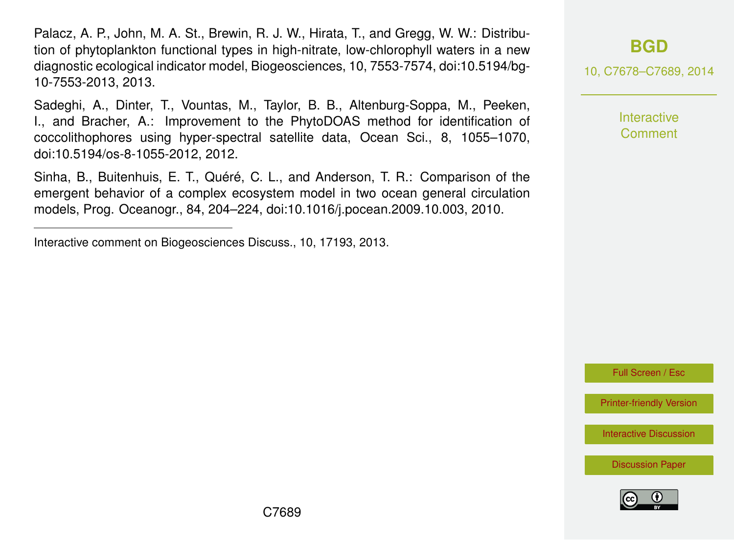Palacz, A. P., John, M. A. St., Brewin, R. J. W., Hirata, T., and Gregg, W. W.: Distribution of phytoplankton functional types in high-nitrate, low-chlorophyll waters in a new diagnostic ecological indicator model, Biogeosciences, 10, 7553-7574, doi:10.5194/bg-10-7553-2013, 2013.

Sadeghi, A., Dinter, T., Vountas, M., Taylor, B. B., Altenburg-Soppa, M., Peeken, I., and Bracher, A.: Improvement to the PhytoDOAS method for identification of coccolithophores using hyper-spectral satellite data, Ocean Sci., 8, 1055–1070, doi:10.5194/os-8-1055-2012, 2012.

Sinha, B., Buitenhuis, E. T., Quéré, C. L., and Anderson, T. R.: Comparison of the emergent behavior of a complex ecosystem model in two ocean general circulation models, Prog. Oceanogr., 84, 204–224, doi:10.1016/j.pocean.2009.10.003, 2010.

---

Interactive comment on Biogeosciences Discuss., 10, 17193, 2013.